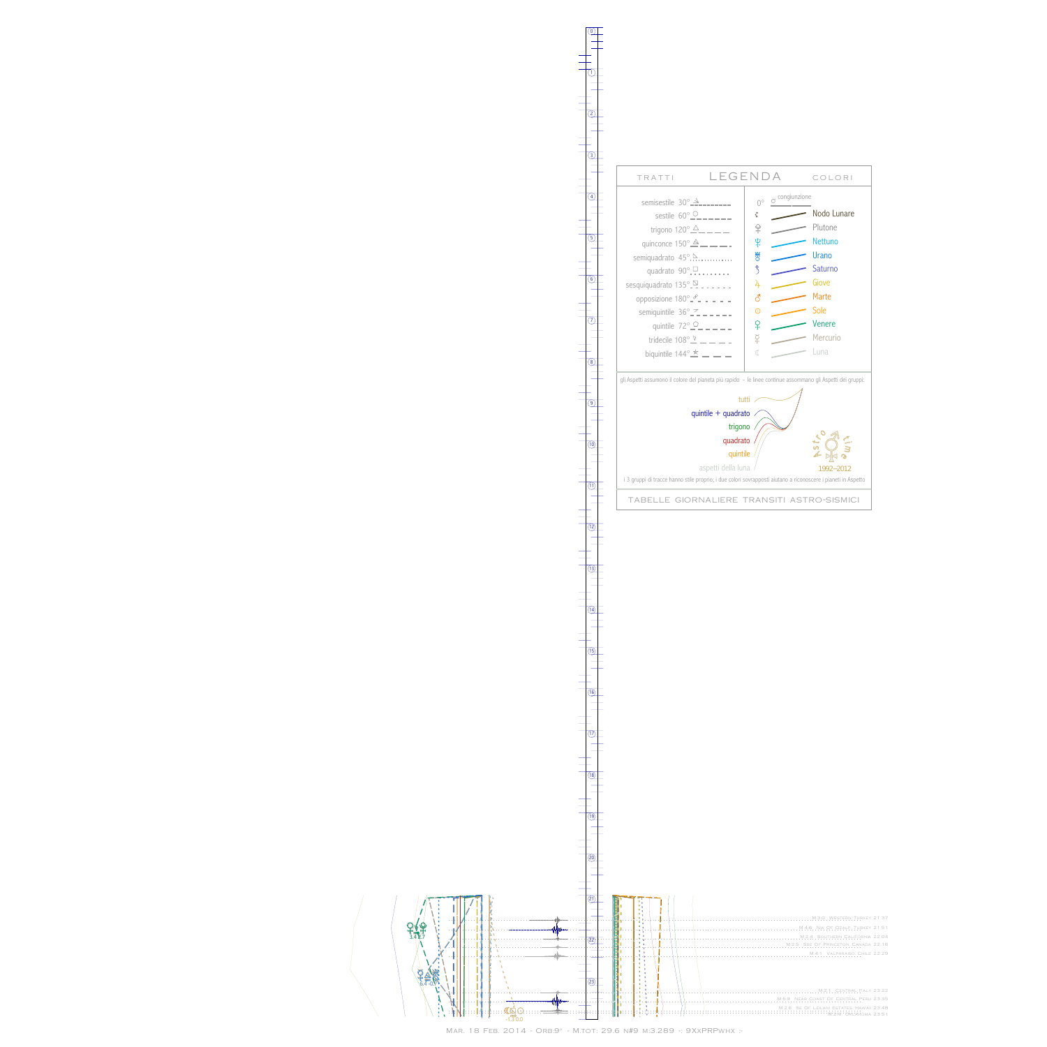## TRATTI — LEGENDA — COLORI

| Tratti | Colori |
|---|---|
| semisestile 30° | 0° ☌ congiunzione |
| sestile 60° | Nodo Lunare |
| trigono 120° | Plutone |
| quinconce 150° | Nettuno |
| semiquadrato 45° | Urano |
| quadrato 90° | Saturno |
| sesquiquadrato 135° | Giove |
| opposizione 180° | Marte |
| semiquintile 36° | Sole |
| quintile 72° | Venere |
| tridecile 108° | Mercurio |
| biquintile 144° | Luna |

gli Aspetti assumono il colore del pianeta più rapido - le linee continue assommano gli Aspetti dei gruppi:

- tutti
- quintile + quadrato
- trigono
- quadrato
- quintile
- aspetti della luna

Astro time 1992–2012

i 3 gruppi di tracce hanno stile proprio; i due colori sovrapposti aiutano a riconoscere i pianeti in Aspetto

TABELLE GIORNALIERE TRANSITI ASTRO-SISMICI

M.3.0, Western Turkey 21:37
M.4.6, NW Of Ozalp, Turkey 21:51
M.2.4, Southern California 22:04
M.2.5, SSE Of Princeton, Canada 22:16
M.4.1, Valparaiso, Chile 22:29
M.3.1, Central Italy 23:22
M.5.9, Near Coast Of Central Peru 23:35
M.3.8, SE Of Leilani Estates, Hawaii 23:48
M.2.9, Oklahoma 23:51

Mar. 18 Feb. 2014 - Orb:9° - M.tot: 29.6 n#9 m:3.289 -: 9XxPRPwhx :-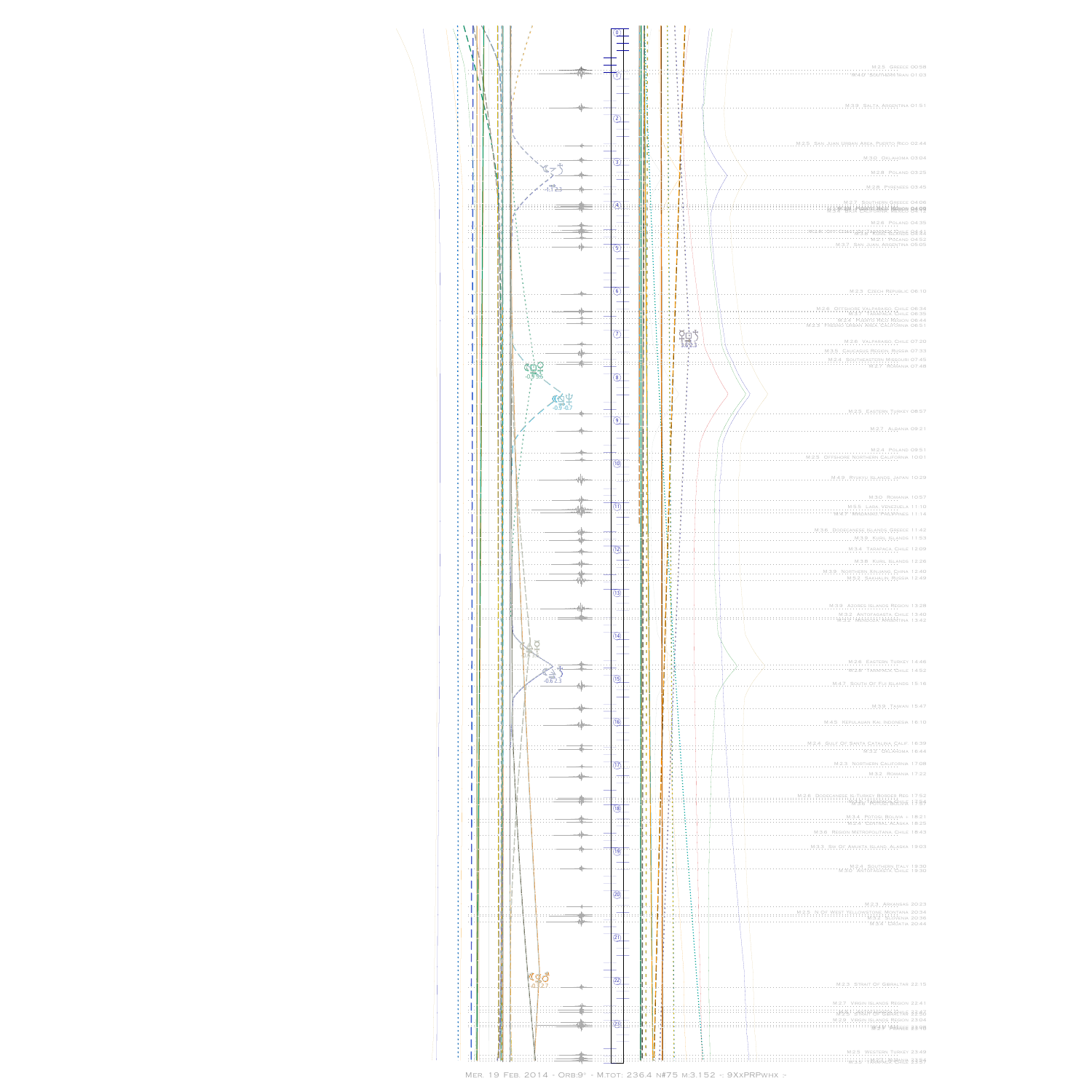M:2.5 Greece 00:58
M:4.0 Southern Iran 01:03
M:3.9 Salta Argentina 01:51
M:2.5 San Juan Urban Area Puerto Rico 02:44
M:3.0 Oklahoma 03:04
M:2.8 Poland 03:25
M:2.8 Pyrenees 03:45
M:2.7 Southern Greece 04:06
M:2.6 Poland 04:35
M:2.1 Poland 04:52
M:3.7 San Juan Argentina 05:05
M:2.3 Czech Republic 06:10
M:2.6 Offshore Valparaiso Chile 06:34
M:2.5 Fresno Urban Area California 06:51
M:2.6 Valparaiso Chile 07:20
M:3.5 Caucasus Region Russia 07:33
M:3.4 Southeastern Missouri 07:45
M:2.7 Romania 07:48
M:3.5 Eastern Turkey 08:57
M:2.7 Albania 09:21
M:2.4 Poland 09:51
M:2.5 Offshore Northern California 10:01
M:4.9 Ryukyu Islands Japan 10:29
M:3.0 Romania 10:57
M:5.5 Lara Venezuela 11:10
M:4.7 Mindanao Philippines 11:14
M:3.6 Dodecanese Islands Greece 11:42
M:3.9 Kuril Islands 11:53
M:3.4 Tarapaca Chile 12:09
M:3.8 Kuril Islands 12:26
M:3.9 Northern Xinjiang China 12:40
M:5.2 Sakhalin Russia 12:49
M:3.9 Azores Islands Region 13:28
M:3.2 Antofagasta Chile 13:40
M:2.6 Eastern Turkey 14:46
M:2.8 Tarapaca Chile 14:52
M:4.7 South Of Fiji Islands 15:16
M:3.9 Taiwan 15:47
M:4.5 Kepulauan Kai Indonesia 16:10
M:2.4 Gulf Of Santa Catalina Calif. 16:39
M:2.5 Oklahoma 16:44
M:2.3 Northern California 17:08
M:3.2 Romania 17:22
M:3.6 Dodecanese Is.-Turkey Border Reg 17:52
M:3.4 Potosi Bolivia 18:21
M:2.1 Central Alaska 18:25
M:3.6 Region Metropolitana Chile 18:43
M:3.7 SW Of Amukta Island Alaska 19:03
M:2.4 Southern Italy 19:30
M:3.0 Antofagasta Chile 19:30
M:2.1 Arkansas 20:23
M:2.5 N Of West Yellowstone Montana 20:34
M:2.1 Slovenia 20:36
M:2.4 Croatia 20:44
M:2.3 Strait Of Gibraltar 22:15
M:2.7 Virgin Islands Region 22:41
M:2.5 Virgin Islands Region 23:04
M:2.1 France 23:10
M:2.5 Western Turkey 23:49

Mer. 19 Feb. 2014 - Orb:9° - M.tot: 236.4 n#75 m:3.152 :- 9XxPRPwhx :-